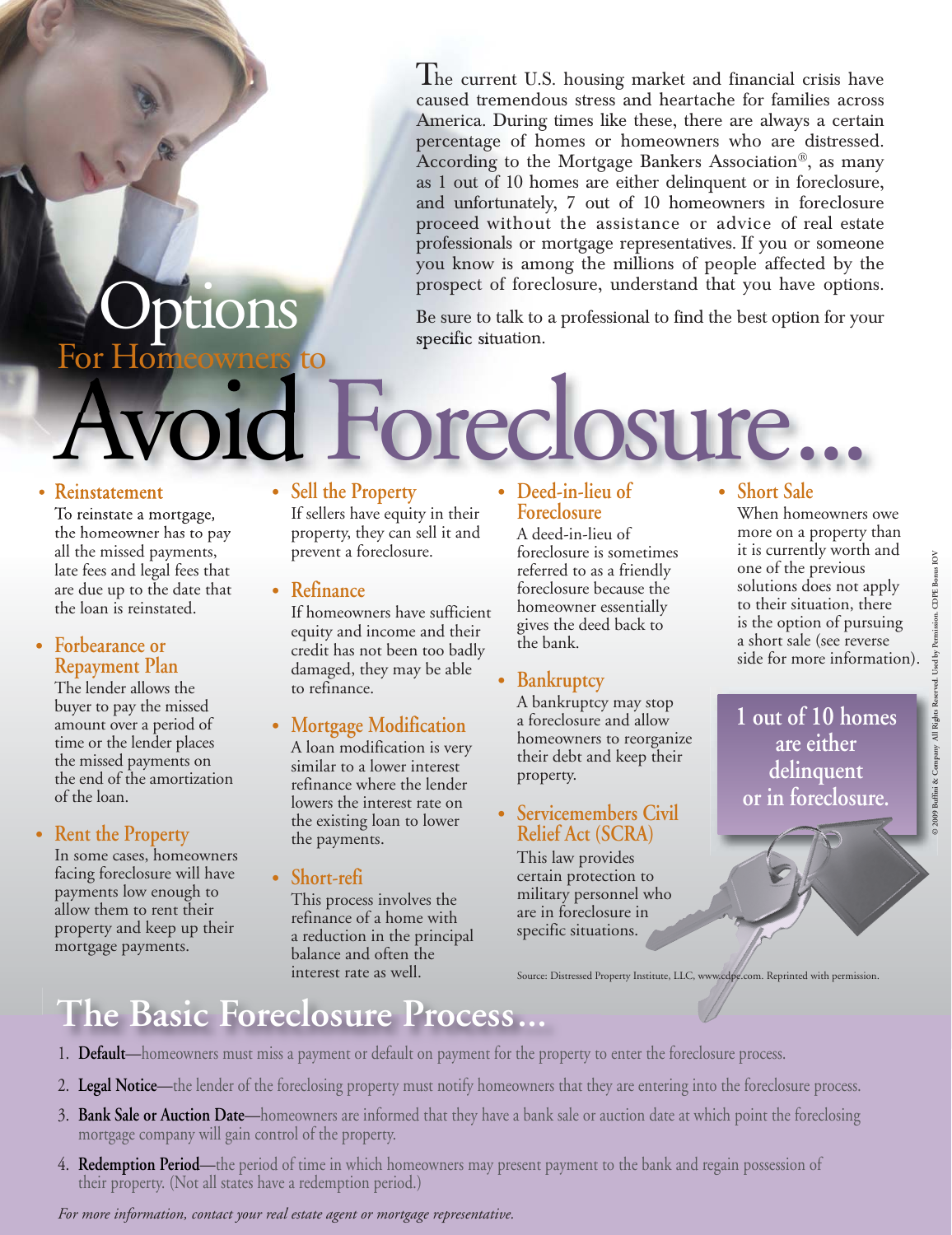# Options For Homeowners to Avoid Foreclosure...

The current U.S. housing market and financial crisis have caused tremendous stress and heartache for families across America. During times like these, there are always a certain percentage of homes or homeowners who are distressed. According to the Mortgage Bankers Association®, as many as 1 out of 10 homes are either delinquent or in foreclosure, and unfortunately, 7 out of 10 homeowners in foreclosure proceed without the assistance or advice of real estate professionals or mortgage representatives. If you or someone you know is among the millions of people affected by the prospect of foreclosure, understand that you have options.

Be sure to talk to a professional to find the best option for your specific situation.

- **Reinstatement**
  To reinstate a mortgage, the homeowner has to pay all the missed payments, late fees and legal fees that are due up to the date that the loan is reinstated.

- **Forbearance or Repayment Plan**
  The lender allows the buyer to pay the missed amount over a period of time or the lender places the missed payments on the end of the amortization of the loan.

- **Rent the Property**
  In some cases, homeowners facing foreclosure will have payments low enough to allow them to rent their property and keep up their mortgage payments.

- **Sell the Property**
  If sellers have equity in their property, they can sell it and prevent a foreclosure.

- **Refinance**
  If homeowners have sufficient equity and income and their credit has not been too badly damaged, they may be able to refinance.

- **Mortgage Modification**
  A loan modification is very similar to a lower interest refinance where the lender lowers the interest rate on the existing loan to lower the payments.

- **Short-refi**
  This process involves the refinance of a home with a reduction in the principal balance and often the interest rate as well.

- **Deed-in-lieu of Foreclosure**
  A deed-in-lieu of foreclosure is sometimes referred to as a friendly foreclosure because the homeowner essentially gives the deed back to the bank.

- **Bankruptcy**
  A bankruptcy may stop a foreclosure and allow homeowners to reorganize their debt and keep their property.

- **Servicemembers Civil Relief Act (SCRA)**
  This law provides certain protection to military personnel who are in foreclosure in specific situations.

- **Short Sale**
  When homeowners owe more on a property than it is currently worth and one of the previous solutions does not apply to their situation, there is the option of pursuing a short sale (see reverse side for more information).

**1 out of 10 homes are either delinquent or in foreclosure.**

Source: Distressed Property Institute, LLC, www.cdpe.com. Reprinted with permission.

© 2009 Buffini & Company All Rights Reserved. Used by Permission. CDPE Bonus IOV

## The Basic Foreclosure Process...

1. **Default**—homeowners must miss a payment or default on payment for the property to enter the foreclosure process.
2. **Legal Notice**—the lender of the foreclosing property must notify homeowners that they are entering into the foreclosure process.
3. **Bank Sale or Auction Date**—homeowners are informed that they have a bank sale or auction date at which point the foreclosing mortgage company will gain control of the property.
4. **Redemption Period**—the period of time in which homeowners may present payment to the bank and regain possession of their property. (Not all states have a redemption period.)

*For more information, contact your real estate agent or mortgage representative.*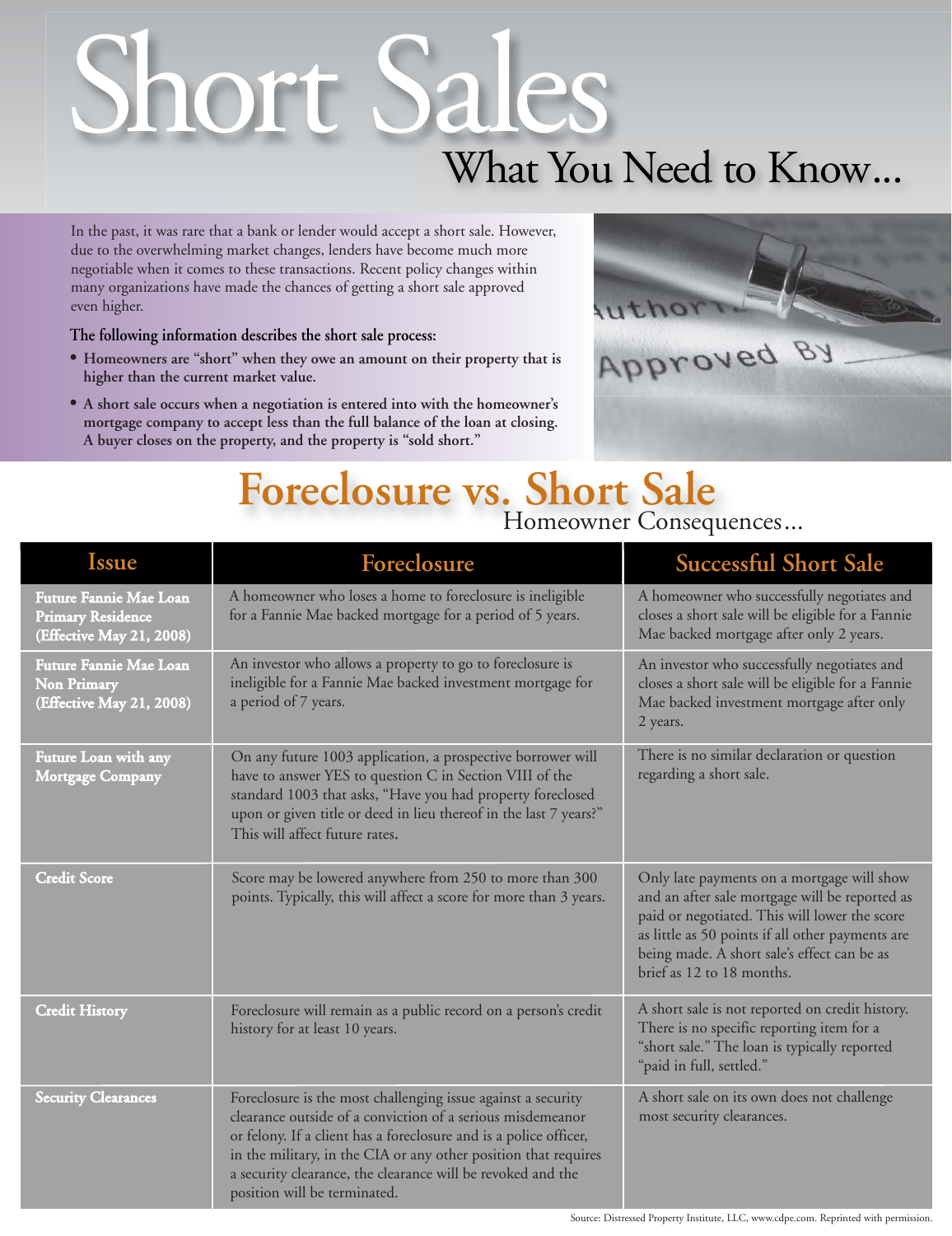# Short Sales

## What You Need to Know...

In the past, it was rare that a bank or lender would accept a short sale. However, due to the overwhelming market changes, lenders have become much more negotiable when it comes to these transactions. Recent policy changes within many organizations have made the chances of getting a short sale approved even higher.

**The following information describes the short sale process:**

- **Homeowners are "short" when they owe an amount on their property that is higher than the current market value.**
- **A short sale occurs when a negotiation is entered into with the homeowner's mortgage company to accept less than the full balance of the loan at closing. A buyer closes on the property, and the property is "sold short."**

# Foreclosure vs. Short Sale

## Homeowner Consequences...

| Issue | Foreclosure | Successful Short Sale |
|---|---|---|
| **Future Fannie Mae Loan Primary Residence (Effective May 21, 2008)** | A homeowner who loses a home to foreclosure is ineligible for a Fannie Mae backed mortgage for a period of 5 years. | A homeowner who successfully negotiates and closes a short sale will be eligible for a Fannie Mae backed mortgage after only 2 years. |
| **Future Fannie Mae Loan Non Primary (Effective May 21, 2008)** | An investor who allows a property to go to foreclosure is ineligible for a Fannie Mae backed investment mortgage for a period of 7 years. | An investor who successfully negotiates and closes a short sale will be eligible for a Fannie Mae backed investment mortgage after only 2 years. |
| **Future Loan with any Mortgage Company** | On any future 1003 application, a prospective borrower will have to answer YES to question C in Section VIII of the standard 1003 that asks, "Have you had property foreclosed upon or given title or deed in lieu thereof in the last 7 years?" This will affect future rates. | There is no similar declaration or question regarding a short sale. |
| **Credit Score** | Score may be lowered anywhere from 250 to more than 300 points. Typically, this will affect a score for more than 3 years. | Only late payments on a mortgage will show and an after sale mortgage will be reported as paid or negotiated. This will lower the score as little as 50 points if all other payments are being made. A short sale's effect can be as brief as 12 to 18 months. |
| **Credit History** | Foreclosure will remain as a public record on a person's credit history for at least 10 years. | A short sale is not reported on credit history. There is no specific reporting item for a "short sale." The loan is typically reported "paid in full, settled." |
| **Security Clearances** | Foreclosure is the most challenging issue against a security clearance outside of a conviction of a serious misdemeanor or felony. If a client has a foreclosure and is a police officer, in the military, in the CIA or any other position that requires a security clearance, the clearance will be revoked and the position will be terminated. | A short sale on its own does not challenge most security clearances. |

Source: Distressed Property Institute, LLC, www.cdpe.com. Reprinted with permission.